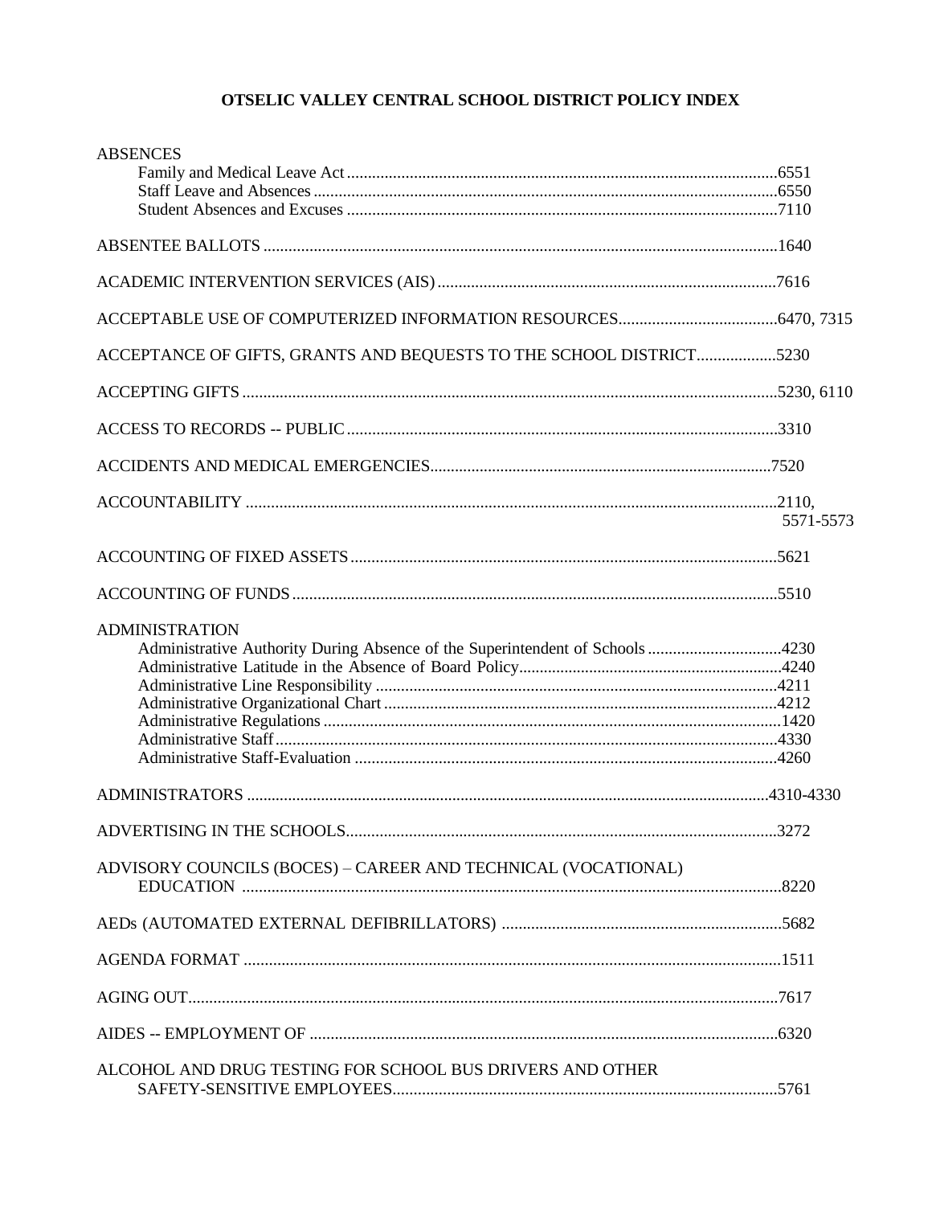# OTSELIC VALLEY CENTRAL SCHOOL DISTRICT POLICY INDEX

ABSENCES
- Family and Medical Leave Act ....................................................................................................6551
- Staff Leave and Absences ..........................................................................................................6550
- Student Absences and Excuses ..................................................................................................7110

ABSENTEE BALLOTS ......................................................................................................................1640

ACADEMIC INTERVENTION SERVICES (AIS) ............................................................................7616

ACCEPTABLE USE OF COMPUTERIZED INFORMATION RESOURCES....................................6470, 7315

ACCEPTANCE OF GIFTS, GRANTS AND BEQUESTS TO THE SCHOOL DISTRICT..................5230

ACCEPTING GIFTS ...........................................................................................................................5230, 6110

ACCESS TO RECORDS -- PUBLIC ..................................................................................................3310

ACCIDENTS AND MEDICAL EMERGENCIES.............................................................................7520

ACCOUNTABILITY ...........................................................................................................................2110, 5571-5573

ACCOUNTING OF FIXED ASSETS .................................................................................................5621

ACCOUNTING OF FUNDS ...............................................................................................................5510

ADMINISTRATION
- Administrative Authority During Absence of the Superintendent of Schools ................................4230
- Administrative Latitude in the Absence of Board Policy..............................................................4240
- Administrative Line Responsibility ...............................................................................................4211
- Administrative Organizational Chart .............................................................................................4212
- Administrative Regulations ............................................................................................................1420
- Administrative Staff .......................................................................................................................4330
- Administrative Staff-Evaluation ....................................................................................................4260

ADMINISTRATORS .........................................................................................................................4310-4330

ADVERTISING IN THE SCHOOLS...................................................................................................3272

ADVISORY COUNCILS (BOCES) – CAREER AND TECHNICAL (VOCATIONAL) EDUCATION ..............................................................................................................................8220

AEDs (AUTOMATED EXTERNAL DEFIBRILLATORS) ................................................................5682

AGENDA FORMAT ...........................................................................................................................1511

AGING OUT.........................................................................................................................................7617

AIDES -- EMPLOYMENT OF ............................................................................................................6320

ALCOHOL AND DRUG TESTING FOR SCHOOL BUS DRIVERS AND OTHER SAFETY-SENSITIVE EMPLOYEES...........................................................................................5761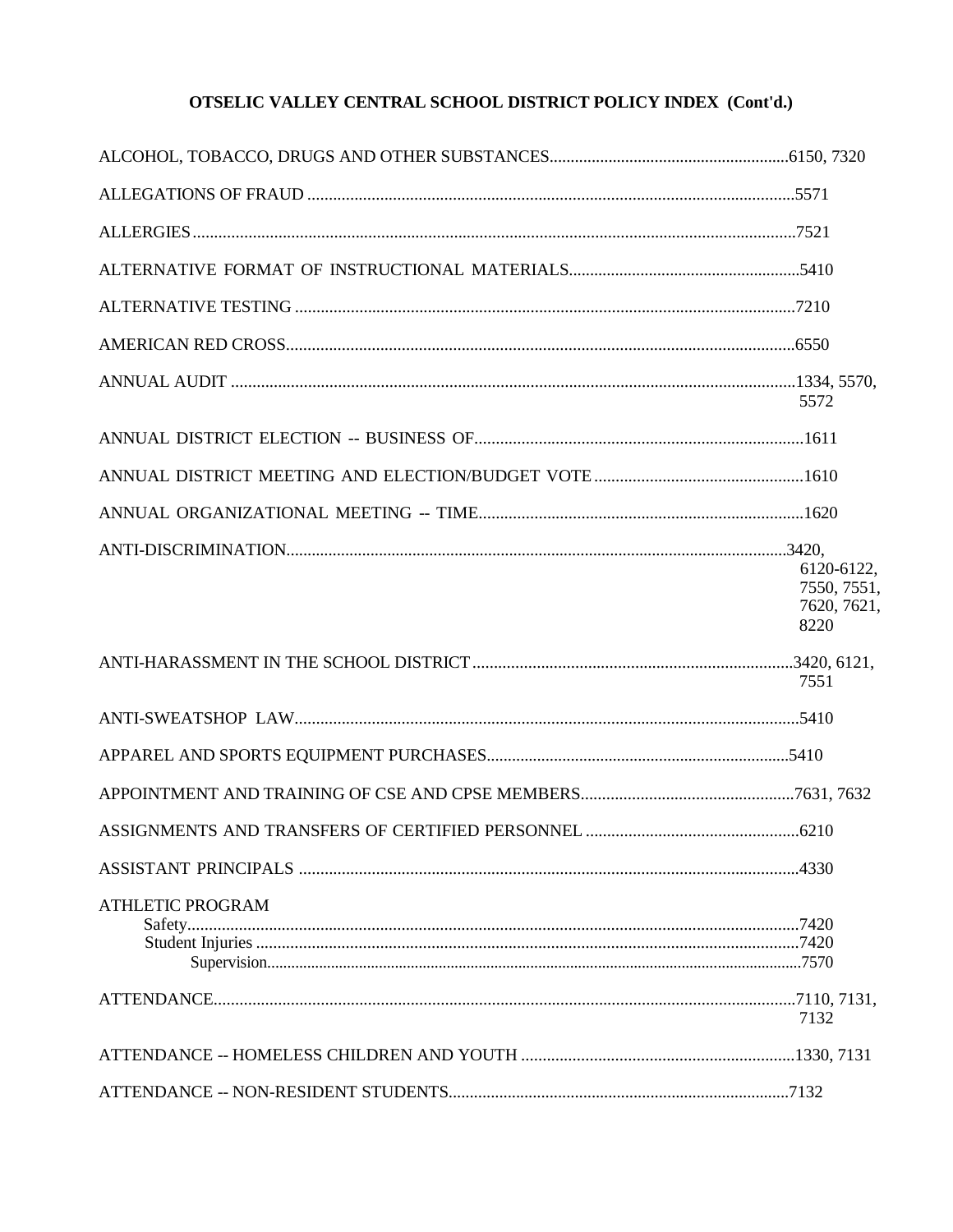## OTSELIC VALLEY CENTRAL SCHOOL DISTRICT POLICY INDEX (Cont'd.)

| Topic | Policy |
|---|---|
| ALCOHOL, TOBACCO, DRUGS AND OTHER SUBSTANCES | 6150, 7320 |
| ALLEGATIONS OF FRAUD | 5571 |
| ALLERGIES | 7521 |
| ALTERNATIVE FORMAT OF INSTRUCTIONAL MATERIALS | 5410 |
| ALTERNATIVE TESTING | 7210 |
| AMERICAN RED CROSS | 6550 |
| ANNUAL AUDIT | 1334, 5570, 5572 |
| ANNUAL DISTRICT ELECTION -- BUSINESS OF | 1611 |
| ANNUAL DISTRICT MEETING AND ELECTION/BUDGET VOTE | 1610 |
| ANNUAL ORGANIZATIONAL MEETING -- TIME | 1620 |
| ANTI-DISCRIMINATION | 3420, 6120-6122, 7550, 7551, 7620, 7621, 8220 |
| ANTI-HARASSMENT IN THE SCHOOL DISTRICT | 3420, 6121, 7551 |
| ANTI-SWEATSHOP LAW | 5410 |
| APPAREL AND SPORTS EQUIPMENT PURCHASES | 5410 |
| APPOINTMENT AND TRAINING OF CSE AND CPSE MEMBERS | 7631, 7632 |
| ASSIGNMENTS AND TRANSFERS OF CERTIFIED PERSONNEL | 6210 |
| ASSISTANT PRINCIPALS | 4330 |
| ATHLETIC PROGRAM | |
| Safety | 7420 |
| Student Injuries | 7420 |
| Supervision | 7570 |
| ATTENDANCE | 7110, 7131, 7132 |
| ATTENDANCE -- HOMELESS CHILDREN AND YOUTH | 1330, 7131 |
| ATTENDANCE -- NON-RESIDENT STUDENTS | 7132 |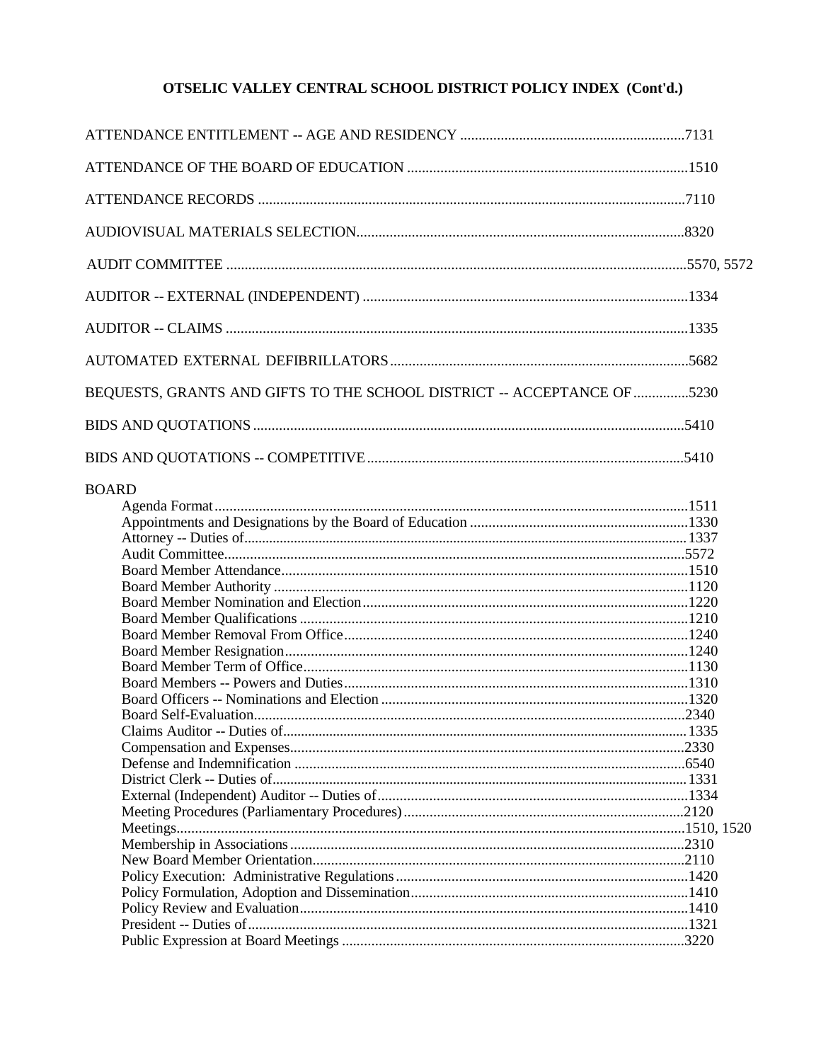# OTSELIC VALLEY CENTRAL SCHOOL DISTRICT POLICY INDEX (Cont'd.)

ATTENDANCE ENTITLEMENT -- AGE AND RESIDENCY ..........7131

ATTENDANCE OF THE BOARD OF EDUCATION ..........1510

ATTENDANCE RECORDS ..........7110

AUDIOVISUAL MATERIALS SELECTION..........8320

AUDIT COMMITTEE ..........5570, 5572

AUDITOR -- EXTERNAL (INDEPENDENT) ..........1334

AUDITOR -- CLAIMS ..........1335

AUTOMATED EXTERNAL DEFIBRILLATORS..........5682

BEQUESTS, GRANTS AND GIFTS TO THE SCHOOL DISTRICT -- ACCEPTANCE OF ..........5230

BIDS AND QUOTATIONS..........5410

BIDS AND QUOTATIONS -- COMPETITIVE..........5410

BOARD

- Agenda Format..........1511
- Appointments and Designations by the Board of Education..........1330
- Attorney -- Duties of..........1337
- Audit Committee..........5572
- Board Member Attendance..........1510
- Board Member Authority..........1120
- Board Member Nomination and Election..........1220
- Board Member Qualifications..........1210
- Board Member Removal From Office..........1240
- Board Member Resignation..........1240
- Board Member Term of Office..........1130
- Board Members -- Powers and Duties..........1310
- Board Officers -- Nominations and Election..........1320
- Board Self-Evaluation..........2340
- Claims Auditor -- Duties of..........1335
- Compensation and Expenses..........2330
- Defense and Indemnification..........6540
- District Clerk -- Duties of..........1331
- External (Independent) Auditor -- Duties of..........1334
- Meeting Procedures (Parliamentary Procedures)..........2120
- Meetings..........1510, 1520
- Membership in Associations..........2310
- New Board Member Orientation..........2110
- Policy Execution: Administrative Regulations..........1420
- Policy Formulation, Adoption and Dissemination..........1410
- Policy Review and Evaluation..........1410
- President -- Duties of..........1321
- Public Expression at Board Meetings..........3220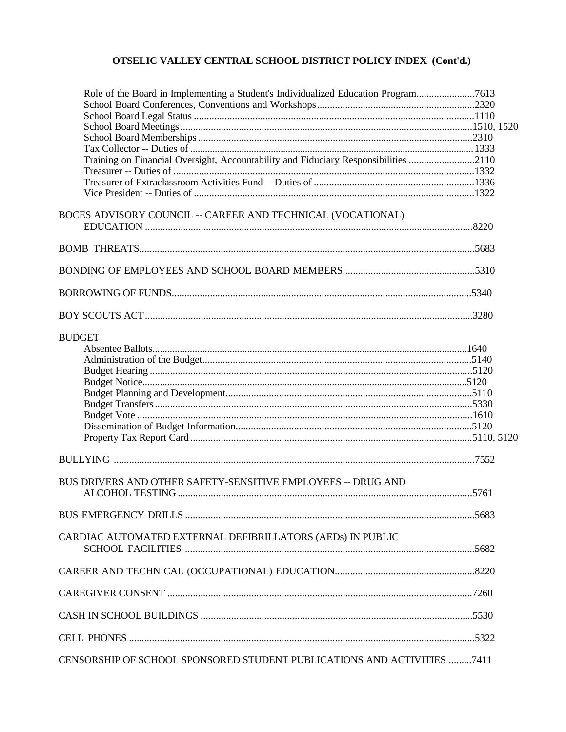## OTSELIC VALLEY CENTRAL SCHOOL DISTRICT POLICY INDEX (Cont'd.)

- Role of the Board in Implementing a Student's Individualized Education Program.......7613
- School Board Conferences, Conventions and Workshops.......2320
- School Board Legal Status.......1110
- School Board Meetings.......1510, 1520
- School Board Memberships.......2310
- Tax Collector -- Duties of.......1333
- Training on Financial Oversight, Accountability and Fiduciary Responsibilities.......2110
- Treasurer -- Duties of.......1332
- Treasurer of Extraclassroom Activities Fund -- Duties of.......1336
- Vice President -- Duties of.......1322

BOCES ADVISORY COUNCIL -- CAREER AND TECHNICAL (VOCATIONAL) EDUCATION.......8220

BOMB THREATS.......5683

BONDING OF EMPLOYEES AND SCHOOL BOARD MEMBERS.......5310

BORROWING OF FUNDS.......5340

BOY SCOUTS ACT.......3280

BUDGET

- Absentee Ballots.......1640
- Administration of the Budget.......5140
- Budget Hearing.......5120
- Budget Notice.......5120
- Budget Planning and Development.......5110
- Budget Transfers.......5330
- Budget Vote.......1610
- Dissemination of Budget Information.......5120
- Property Tax Report Card.......5110, 5120

BULLYING.......7552

BUS DRIVERS AND OTHER SAFETY-SENSITIVE EMPLOYEES -- DRUG AND ALCOHOL TESTING.......5761

BUS EMERGENCY DRILLS.......5683

CARDIAC AUTOMATED EXTERNAL DEFIBRILLATORS (AEDs) IN PUBLIC SCHOOL FACILITIES.......5682

CAREER AND TECHNICAL (OCCUPATIONAL) EDUCATION.......8220

CAREGIVER CONSENT.......7260

CASH IN SCHOOL BUILDINGS.......5530

CELL PHONES.......5322

CENSORSHIP OF SCHOOL SPONSORED STUDENT PUBLICATIONS AND ACTIVITIES.......7411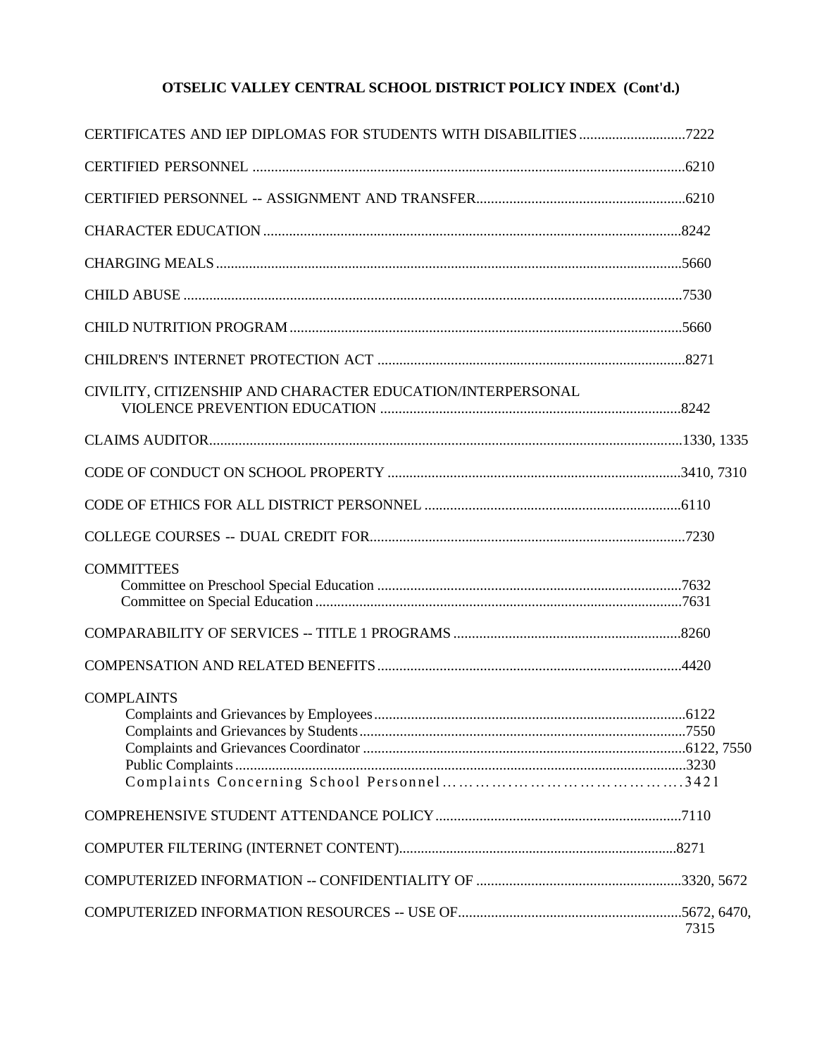**OTSELIC VALLEY CENTRAL SCHOOL DISTRICT POLICY INDEX (Cont'd.)**

CERTIFICATES AND IEP DIPLOMAS FOR STUDENTS WITH DISABILITIES ............................7222

CERTIFIED PERSONNEL ....................................................................................................................6210

CERTIFIED PERSONNEL -- ASSIGNMENT AND TRANSFER.........................................................6210

CHARACTER EDUCATION ................................................................................................................8242

CHARGING MEALS..............................................................................................................................5660

CHILD ABUSE ......................................................................................................................................7530

CHILD NUTRITION PROGRAM .........................................................................................................5660

CHILDREN'S INTERNET PROTECTION ACT ...................................................................................8271

CIVILITY, CITIZENSHIP AND CHARACTER EDUCATION/INTERPERSONAL
VIOLENCE PREVENTION EDUCATION .................................................................................8242

CLAIMS AUDITOR................................................................................................................................1330, 1335

CODE OF CONDUCT ON SCHOOL PROPERTY ...............................................................................3410, 7310

CODE OF ETHICS FOR ALL DISTRICT PERSONNEL .....................................................................6110

COLLEGE COURSES -- DUAL CREDIT FOR.....................................................................................7230

COMMITTEES
- Committee on Preschool Special Education ..................................................................................7632
- Committee on Special Education ..................................................................................................7631

COMPARABILITY OF SERVICES -- TITLE 1 PROGRAMS .............................................................8260

COMPENSATION AND RELATED BENEFITS ..................................................................................4420

COMPLAINTS
- Complaints and Grievances by Employees ....................................................................................6122
- Complaints and Grievances by Students........................................................................................7550
- Complaints and Grievances Coordinator .......................................................................................6122, 7550
- Public Complaints ..........................................................................................................................3230
- Complaints Concerning School Personnel………………………………………….3421

COMPREHENSIVE STUDENT ATTENDANCE POLICY...................................................................7110

COMPUTER FILTERING (INTERNET CONTENT)...........................................................................8271

COMPUTERIZED INFORMATION -- CONFIDENTIALITY OF .......................................................3320, 5672

COMPUTERIZED INFORMATION RESOURCES -- USE OF............................................................5672, 6470, 7315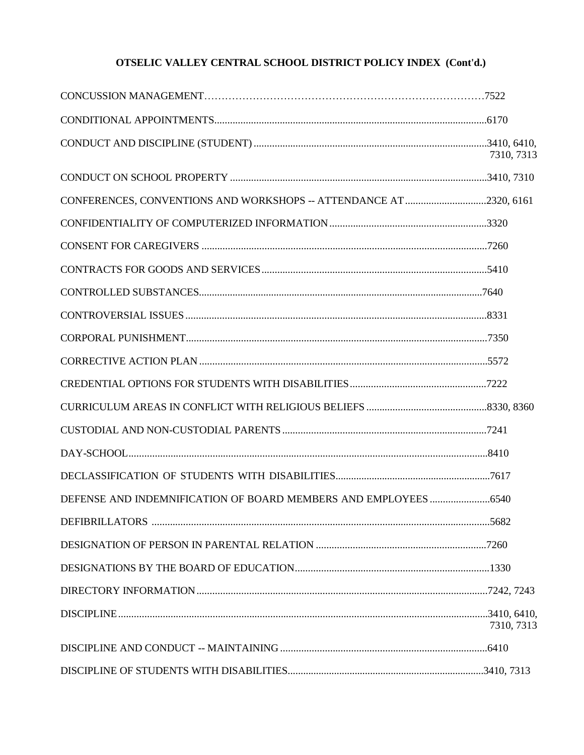# OTSELIC VALLEY CENTRAL SCHOOL DISTRICT POLICY INDEX (Cont'd.)

CONCUSSION MANAGEMENT……………………………………………………………………7522

CONDITIONAL APPOINTMENTS.......................................................................................................6170

CONDUCT AND DISCIPLINE (STUDENT) ........................................................................................3410, 6410, 7310, 7313

CONDUCT ON SCHOOL PROPERTY .................................................................................................3410, 7310

CONFERENCES, CONVENTIONS AND WORKSHOPS -- ATTENDANCE AT ...............................2320, 6161

CONFIDENTIALITY OF COMPUTERIZED INFORMATION ............................................................3320

CONSENT FOR CAREGIVERS ............................................................................................................7260

CONTRACTS FOR GOODS AND SERVICES .....................................................................................5410

CONTROLLED SUBSTANCES............................................................................................................7640

CONTROVERSIAL ISSUES ..................................................................................................................8331

CORPORAL PUNISHMENT..................................................................................................................7350

CORRECTIVE ACTION PLAN .............................................................................................................5572

CREDENTIAL OPTIONS FOR STUDENTS WITH DISABILITIES....................................................7222

CURRICULUM AREAS IN CONFLICT WITH RELIGIOUS BELIEFS .............................................8330, 8360

CUSTODIAL AND NON-CUSTODIAL PARENTS .............................................................................7241

DAY-SCHOOL.........................................................................................................................................8410

DECLASSIFICATION OF STUDENTS WITH DISABILITIES...........................................................7617

DEFENSE AND INDEMNIFICATION OF BOARD MEMBERS AND EMPLOYEES .......................6540

DEFIBRILLATORS ................................................................................................................................5682

DESIGNATION OF PERSON IN PARENTAL RELATION .................................................................7260

DESIGNATIONS BY THE BOARD OF EDUCATION..........................................................................1330

DIRECTORY INFORMATION ..............................................................................................................7242, 7243

DISCIPLINE............................................................................................................................................3410, 6410, 7310, 7313

DISCIPLINE AND CONDUCT -- MAINTAINING ...............................................................................6410

DISCIPLINE OF STUDENTS WITH DISABILITIES............................................................................3410, 7313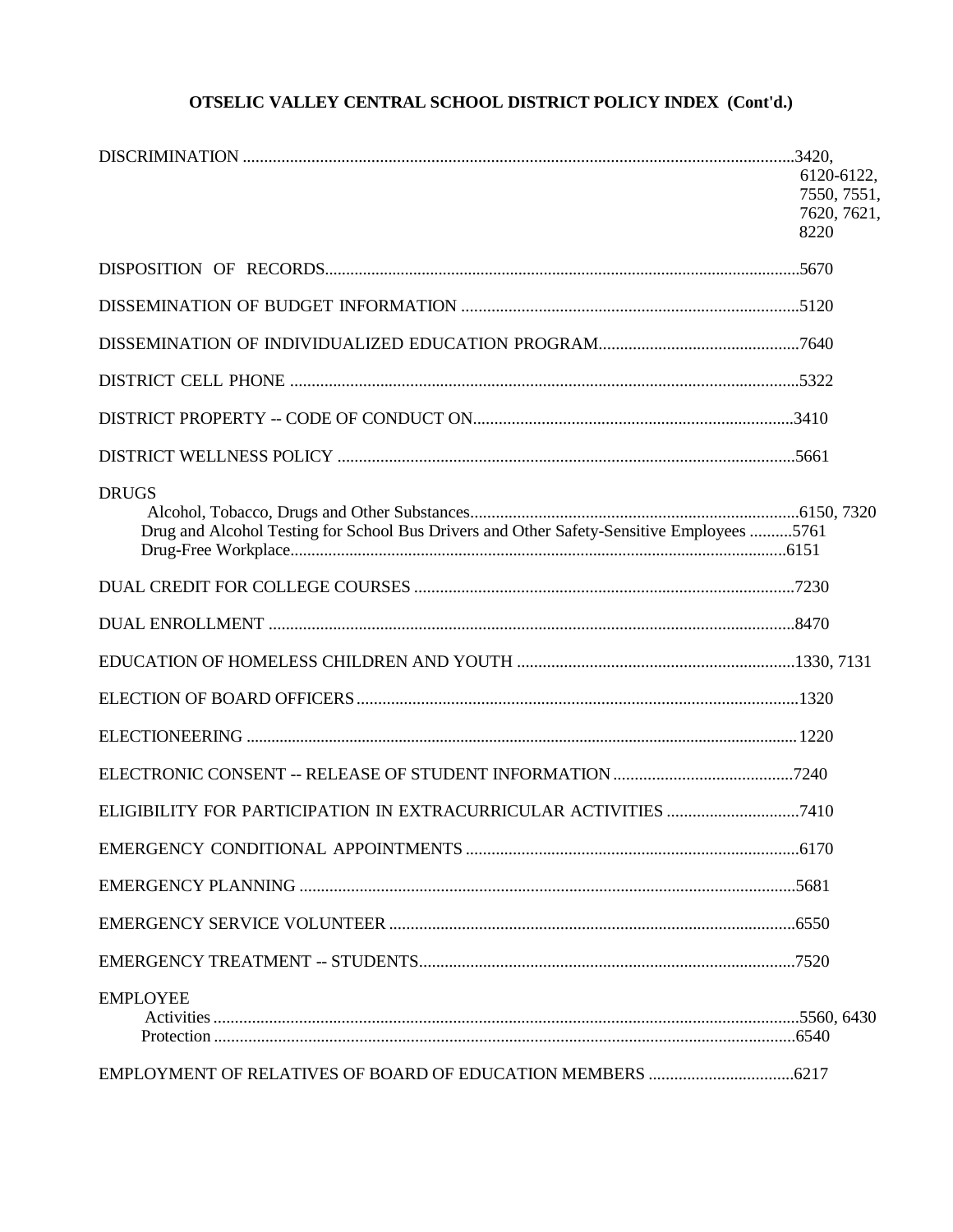## OTSELIC VALLEY CENTRAL SCHOOL DISTRICT POLICY INDEX (Cont'd.)

DISCRIMINATION .......... 3420, 6120-6122, 7550, 7551, 7620, 7621, 8220

DISPOSITION OF RECORDS .......... 5670

DISSEMINATION OF BUDGET INFORMATION .......... 5120

DISSEMINATION OF INDIVIDUALIZED EDUCATION PROGRAM .......... 7640

DISTRICT CELL PHONE .......... 5322

DISTRICT PROPERTY -- CODE OF CONDUCT ON .......... 3410

DISTRICT WELLNESS POLICY .......... 5661

DRUGS
- Alcohol, Tobacco, Drugs and Other Substances .......... 6150, 7320
- Drug and Alcohol Testing for School Bus Drivers and Other Safety-Sensitive Employees .......... 5761
- Drug-Free Workplace .......... 6151

DUAL CREDIT FOR COLLEGE COURSES .......... 7230

DUAL ENROLLMENT .......... 8470

EDUCATION OF HOMELESS CHILDREN AND YOUTH .......... 1330, 7131

ELECTION OF BOARD OFFICERS .......... 1320

ELECTIONEERING .......... 1220

ELECTRONIC CONSENT -- RELEASE OF STUDENT INFORMATION .......... 7240

ELIGIBILITY FOR PARTICIPATION IN EXTRACURRICULAR ACTIVITIES .......... 7410

EMERGENCY CONDITIONAL APPOINTMENTS .......... 6170

EMERGENCY PLANNING .......... 5681

EMERGENCY SERVICE VOLUNTEER .......... 6550

EMERGENCY TREATMENT -- STUDENTS .......... 7520

EMPLOYEE
- Activities .......... 5560, 6430
- Protection .......... 6540

EMPLOYMENT OF RELATIVES OF BOARD OF EDUCATION MEMBERS .......... 6217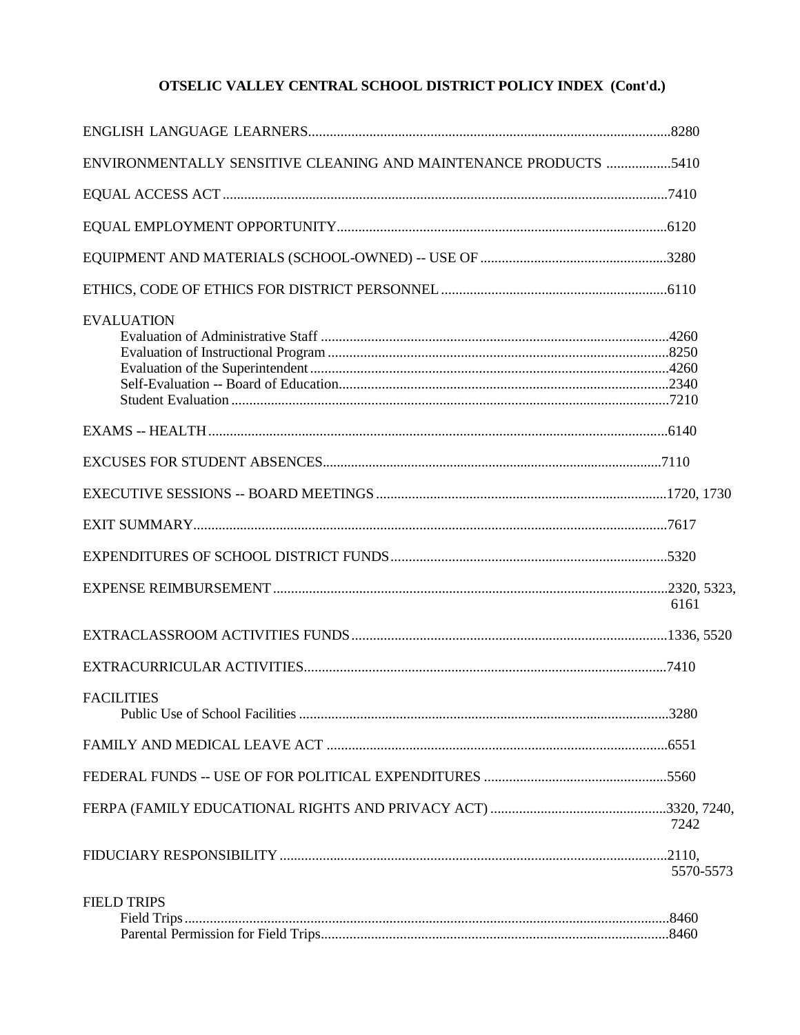## OTSELIC VALLEY CENTRAL SCHOOL DISTRICT POLICY INDEX (Cont'd.)

ENGLISH LANGUAGE LEARNERS....8280

ENVIRONMENTALLY SENSITIVE CLEANING AND MAINTENANCE PRODUCTS ....5410

EQUAL ACCESS ACT....7410

EQUAL EMPLOYMENT OPPORTUNITY....6120

EQUIPMENT AND MATERIALS (SCHOOL-OWNED) -- USE OF....3280

ETHICS, CODE OF ETHICS FOR DISTRICT PERSONNEL....6110

EVALUATION
- Evaluation of Administrative Staff....4260
- Evaluation of Instructional Program....8250
- Evaluation of the Superintendent....4260
- Self-Evaluation -- Board of Education....2340
- Student Evaluation....7210

EXAMS -- HEALTH....6140

EXCUSES FOR STUDENT ABSENCES....7110

EXECUTIVE SESSIONS -- BOARD MEETINGS....1720, 1730

EXIT SUMMARY....7617

EXPENDITURES OF SCHOOL DISTRICT FUNDS....5320

EXPENSE REIMBURSEMENT....2320, 5323, 6161

EXTRACLASSROOM ACTIVITIES FUNDS....1336, 5520

EXTRACURRICULAR ACTIVITIES....7410

FACILITIES
- Public Use of School Facilities....3280

FAMILY AND MEDICAL LEAVE ACT....6551

FEDERAL FUNDS -- USE OF FOR POLITICAL EXPENDITURES....5560

FERPA (FAMILY EDUCATIONAL RIGHTS AND PRIVACY ACT)....3320, 7240, 7242

FIDUCIARY RESPONSIBILITY....2110, 5570-5573

FIELD TRIPS
- Field Trips....8460
- Parental Permission for Field Trips....8460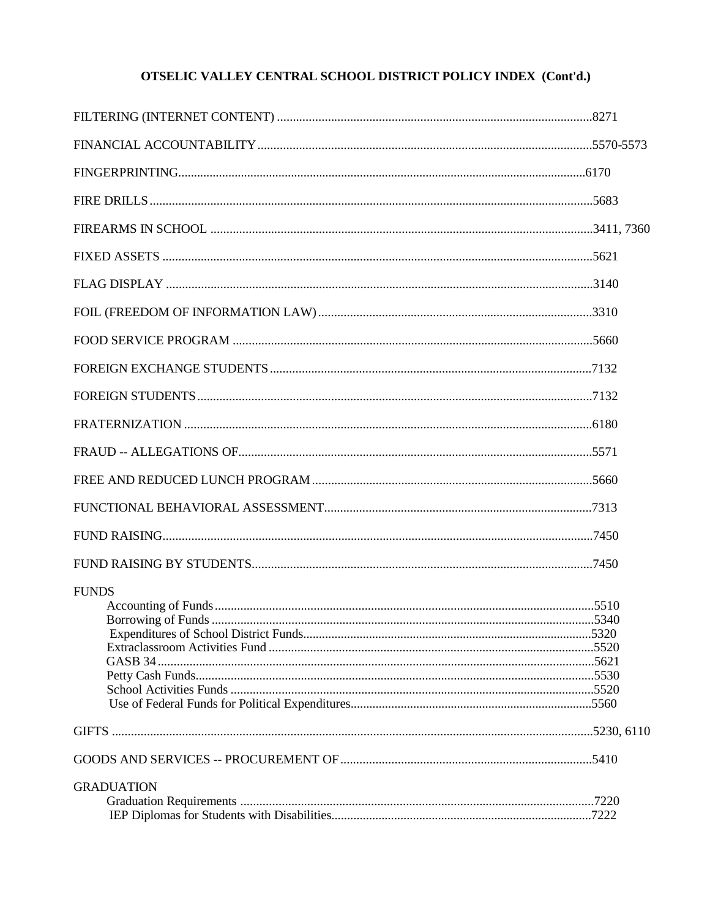## OTSELIC VALLEY CENTRAL SCHOOL DISTRICT POLICY INDEX (Cont'd.)

FILTERING (INTERNET CONTENT) ....................................................8271

FINANCIAL ACCOUNTABILITY ....................................................5570-5573

FINGERPRINTING....................................................6170

FIRE DRILLS ....................................................5683

FIREARMS IN SCHOOL ....................................................3411, 7360

FIXED ASSETS ....................................................5621

FLAG DISPLAY ....................................................3140

FOIL (FREEDOM OF INFORMATION LAW) ....................................................3310

FOOD SERVICE PROGRAM ....................................................5660

FOREIGN EXCHANGE STUDENTS ....................................................7132

FOREIGN STUDENTS ....................................................7132

FRATERNIZATION ....................................................6180

FRAUD -- ALLEGATIONS OF....................................................5571

FREE AND REDUCED LUNCH PROGRAM ....................................................5660

FUNCTIONAL BEHAVIORAL ASSESSMENT....................................................7313

FUND RAISING....................................................7450

FUND RAISING BY STUDENTS....................................................7450

FUNDS
- Accounting of Funds ....................................................5510
- Borrowing of Funds ....................................................5340
- Expenditures of School District Funds....................................................5320
- Extraclassroom Activities Fund ....................................................5520
- GASB 34 ....................................................5621
- Petty Cash Funds....................................................5530
- School Activities Funds ....................................................5520
- Use of Federal Funds for Political Expenditures....................................................5560

GIFTS ....................................................5230, 6110

GOODS AND SERVICES -- PROCUREMENT OF ....................................................5410

GRADUATION
- Graduation Requirements ....................................................7220
- IEP Diplomas for Students with Disabilities....................................................7222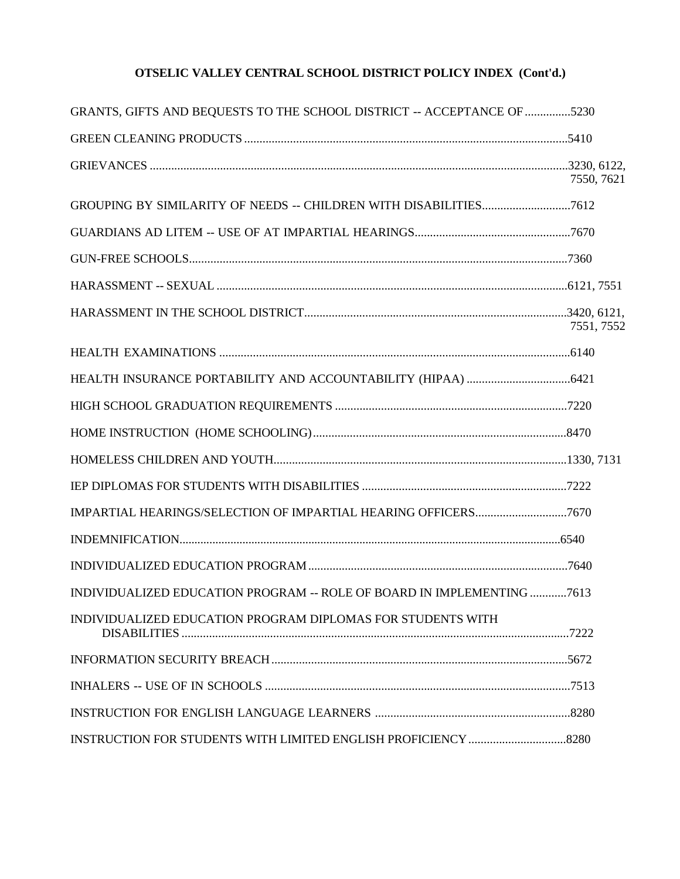## OTSELIC VALLEY CENTRAL SCHOOL DISTRICT POLICY INDEX (Cont'd.)

GRANTS, GIFTS AND BEQUESTS TO THE SCHOOL DISTRICT -- ACCEPTANCE OF...............5230

GREEN CLEANING PRODUCTS.........................................................................................................5410

GRIEVANCES .......................................................................................................................3230, 6122, 7550, 7621

GROUPING BY SIMILARITY OF NEEDS -- CHILDREN WITH DISABILITIES.............................7612

GUARDIANS AD LITEM -- USE OF AT IMPARTIAL HEARINGS..................................................7670

GUN-FREE SCHOOLS...........................................................................................................................7360

HARASSMENT -- SEXUAL .................................................................................................................6121, 7551

HARASSMENT IN THE SCHOOL DISTRICT.....................................................................................3420, 6121, 7551, 7552

HEALTH EXAMINATIONS ..................................................................................................................6140

HEALTH INSURANCE PORTABILITY AND ACCOUNTABILITY (HIPAA) ..................................6421

HIGH SCHOOL GRADUATION REQUIREMENTS ............................................................................7220

HOME INSTRUCTION (HOME SCHOOLING).................................................................................8470

HOMELESS CHILDREN AND YOUTH...............................................................................................1330, 7131

IEP DIPLOMAS FOR STUDENTS WITH DISABILITIES ...................................................................7222

IMPARTIAL HEARINGS/SELECTION OF IMPARTIAL HEARING OFFICERS..............................7670

INDEMNIFICATION............................................................................................................................6540

INDIVIDUALIZED EDUCATION PROGRAM ....................................................................................7640

INDIVIDUALIZED EDUCATION PROGRAM -- ROLE OF BOARD IN IMPLEMENTING ............7613

INDIVIDUALIZED EDUCATION PROGRAM DIPLOMAS FOR STUDENTS WITH DISABILITIES ..............................................................................................................................7222

INFORMATION SECURITY BREACH.................................................................................................5672

INHALERS -- USE OF IN SCHOOLS ....................................................................................................7513

INSTRUCTION FOR ENGLISH LANGUAGE LEARNERS ................................................................8280

INSTRUCTION FOR STUDENTS WITH LIMITED ENGLISH PROFICIENCY................................8280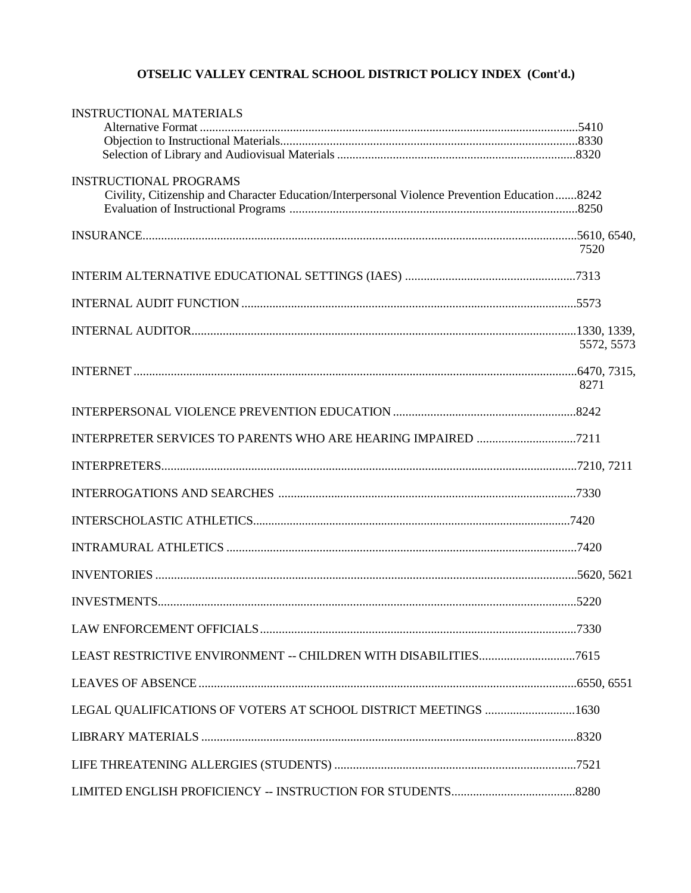# OTSELIC VALLEY CENTRAL SCHOOL DISTRICT POLICY INDEX (Cont'd.)

INSTRUCTIONAL MATERIALS
- Alternative Format ....................5410
- Objection to Instructional Materials....................8330
- Selection of Library and Audiovisual Materials ....................8320

INSTRUCTIONAL PROGRAMS
- Civility, Citizenship and Character Education/Interpersonal Violence Prevention Education.......8242
- Evaluation of Instructional Programs ....................8250

INSURANCE....................5610, 6540, 7520

INTERIM ALTERNATIVE EDUCATIONAL SETTINGS (IAES) ....................7313

INTERNAL AUDIT FUNCTION ....................5573

INTERNAL AUDITOR....................1330, 1339, 5572, 5573

INTERNET ....................6470, 7315, 8271

INTERPERSONAL VIOLENCE PREVENTION EDUCATION ....................8242

INTERPRETER SERVICES TO PARENTS WHO ARE HEARING IMPAIRED ....................7211

INTERPRETERS....................7210, 7211

INTERROGATIONS AND SEARCHES ....................7330

INTERSCHOLASTIC ATHLETICS....................7420

INTRAMURAL ATHLETICS ....................7420

INVENTORIES ....................5620, 5621

INVESTMENTS....................5220

LAW ENFORCEMENT OFFICIALS....................7330

LEAST RESTRICTIVE ENVIRONMENT -- CHILDREN WITH DISABILITIES....................7615

LEAVES OF ABSENCE ....................6550, 6551

LEGAL QUALIFICATIONS OF VOTERS AT SCHOOL DISTRICT MEETINGS ....................1630

LIBRARY MATERIALS ....................8320

LIFE THREATENING ALLERGIES (STUDENTS) ....................7521

LIMITED ENGLISH PROFICIENCY -- INSTRUCTION FOR STUDENTS....................8280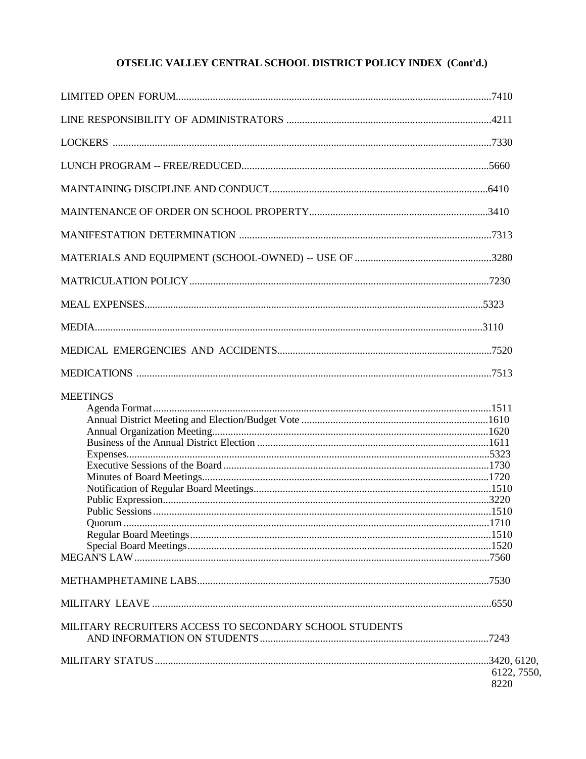# OTSELIC VALLEY CENTRAL SCHOOL DISTRICT POLICY INDEX (Cont'd.)

| Topic | Policy |
|---|---|
| LIMITED OPEN FORUM | 7410 |
| LINE RESPONSIBILITY OF ADMINISTRATORS | 4211 |
| LOCKERS | 7330 |
| LUNCH PROGRAM -- FREE/REDUCED | 5660 |
| MAINTAINING DISCIPLINE AND CONDUCT | 6410 |
| MAINTENANCE OF ORDER ON SCHOOL PROPERTY | 3410 |
| MANIFESTATION DETERMINATION | 7313 |
| MATERIALS AND EQUIPMENT (SCHOOL-OWNED) -- USE OF | 3280 |
| MATRICULATION POLICY | 7230 |
| MEAL EXPENSES | 5323 |
| MEDIA | 3110 |
| MEDICAL EMERGENCIES AND ACCIDENTS | 7520 |
| MEDICATIONS | 7513 |
| MEETINGS | |
| Agenda Format | 1511 |
| Annual District Meeting and Election/Budget Vote | 1610 |
| Annual Organization Meeting | 1620 |
| Business of the Annual District Election | 1611 |
| Expenses | 5323 |
| Executive Sessions of the Board | 1730 |
| Minutes of Board Meetings | 1720 |
| Notification of Regular Board Meetings | 1510 |
| Public Expression | 3220 |
| Public Sessions | 1510 |
| Quorum | 1710 |
| Regular Board Meetings | 1510 |
| Special Board Meetings | 1520 |
| MEGAN'S LAW | 7560 |
| METHAMPHETAMINE LABS | 7530 |
| MILITARY LEAVE | 6550 |
| MILITARY RECRUITERS ACCESS TO SECONDARY SCHOOL STUDENTS AND INFORMATION ON STUDENTS | 7243 |
| MILITARY STATUS | 3420, 6120, 6122, 7550, 8220 |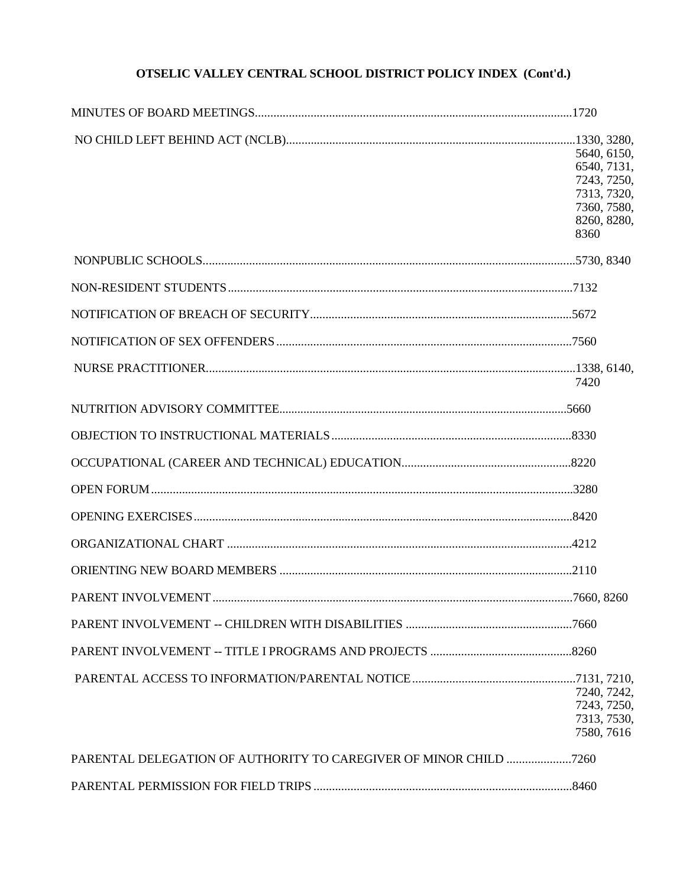## OTSELIC VALLEY CENTRAL SCHOOL DISTRICT POLICY INDEX (Cont'd.)

MINUTES OF BOARD MEETINGS....................................................................................................1720

NO CHILD LEFT BEHIND ACT (NCLB)..........................................................................................1330, 3280, 5640, 6150, 6540, 7131, 7243, 7250, 7313, 7320, 7360, 7580, 8260, 8280, 8360

NONPUBLIC SCHOOLS......................................................................................................................5730, 8340

NON-RESIDENT STUDENTS.............................................................................................................7132

NOTIFICATION OF BREACH OF SECURITY.................................................................................5672

NOTIFICATION OF SEX OFFENDERS.............................................................................................7560

NURSE PRACTITIONER.....................................................................................................................1338, 6140, 7420

NUTRITION ADVISORY COMMITTEE..........................................................................................5660

OBJECTION TO INSTRUCTIONAL MATERIALS...........................................................................8330

OCCUPATIONAL (CAREER AND TECHNICAL) EDUCATION....................................................8220

OPEN FORUM.....................................................................................................................................3280

OPENING EXERCISES.......................................................................................................................8420

ORGANIZATIONAL CHART ............................................................................................................4212

ORIENTING NEW BOARD MEMBERS ...........................................................................................2110

PARENT INVOLVEMENT .................................................................................................................7660, 8260

PARENT INVOLVEMENT -- CHILDREN WITH DISABILITIES ...................................................7660

PARENT INVOLVEMENT -- TITLE I PROGRAMS AND PROJECTS ...........................................8260

PARENTAL ACCESS TO INFORMATION/PARENTAL NOTICE..................................................7131, 7210, 7240, 7242, 7243, 7250, 7313, 7530, 7580, 7616

PARENTAL DELEGATION OF AUTHORITY TO CAREGIVER OF MINOR CHILD ....................7260

PARENTAL PERMISSION FOR FIELD TRIPS ................................................................................8460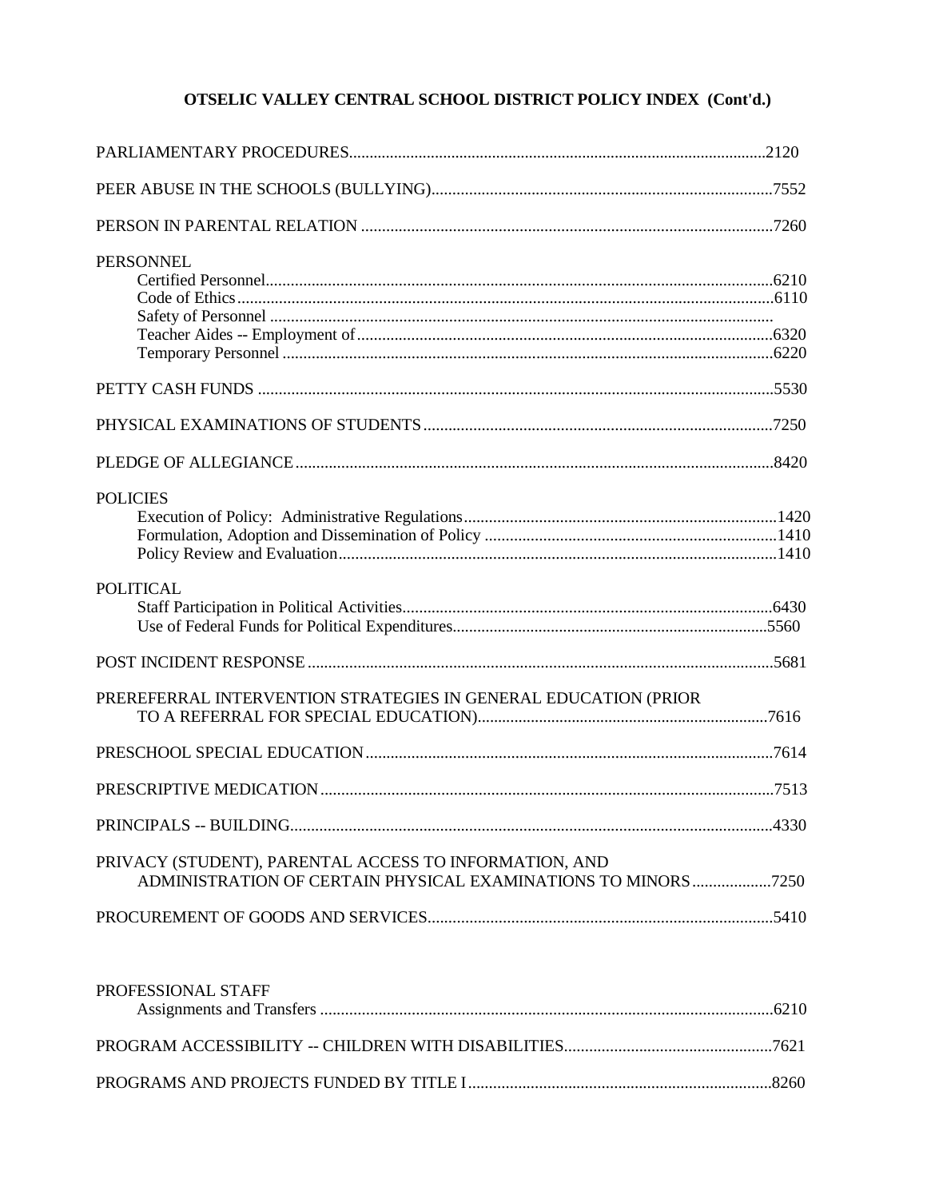# OTSELIC VALLEY CENTRAL SCHOOL DISTRICT POLICY INDEX (Cont'd.)

PARLIAMENTARY PROCEDURES....................................................................................................2120

PEER ABUSE IN THE SCHOOLS (BULLYING)...........................................................................7552

PERSON IN PARENTAL RELATION ..........................................................................................7260

PERSONNEL
- Certified Personnel.......................................................................................................6210
- Code of Ethics.............................................................................................................6110
- Safety of Personnel ......................................................................................................
- Teacher Aides -- Employment of..................................................................................6320
- Temporary Personnel ....................................................................................................6220

PETTY CASH FUNDS ..................................................................................................................5530

PHYSICAL EXAMINATIONS OF STUDENTS..............................................................................7250

PLEDGE OF ALLEGIANCE..........................................................................................................8420

POLICIES
- Execution of Policy: Administrative Regulations..........................................................1420
- Formulation, Adoption and Dissemination of Policy .....................................................1410
- Policy Review and Evaluation........................................................................................1410

POLITICAL
- Staff Participation in Political Activities.........................................................................6430
- Use of Federal Funds for Political Expenditures...........................................................5560

POST INCIDENT RESPONSE ......................................................................................................5681

PREREFERRAL INTERVENTION STRATEGIES IN GENERAL EDUCATION (PRIOR TO A REFERRAL FOR SPECIAL EDUCATION).........................................................................7616

PRESCHOOL SPECIAL EDUCATION..........................................................................................7614

PRESCRIPTIVE MEDICATION.....................................................................................................7513

PRINCIPALS -- BUILDING...........................................................................................................4330

PRIVACY (STUDENT), PARENTAL ACCESS TO INFORMATION, AND ADMINISTRATION OF CERTAIN PHYSICAL EXAMINATIONS TO MINORS...................7250

PROCUREMENT OF GOODS AND SERVICES.............................................................................5410

PROFESSIONAL STAFF
- Assignments and Transfers ...........................................................................................6210

PROGRAM ACCESSIBILITY -- CHILDREN WITH DISABILITIES................................................7621

PROGRAMS AND PROJECTS FUNDED BY TITLE I....................................................................8260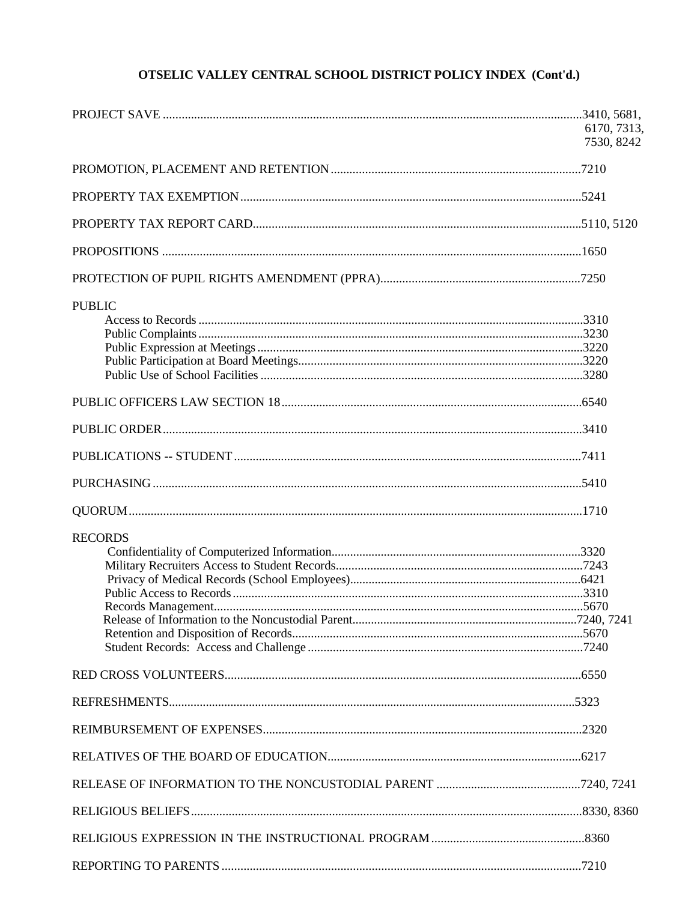## OTSELIC VALLEY CENTRAL SCHOOL DISTRICT POLICY INDEX (Cont'd.)

PROJECT SAVE ........................................................................................3410, 5681, 6170, 7313, 7530, 8242

PROMOTION, PLACEMENT AND RETENTION ........................................7210

PROPERTY TAX EXEMPTION ........................................................5241

PROPERTY TAX REPORT CARD......................................................5110, 5120

PROPOSITIONS ........................................................................1650

PROTECTION OF PUPIL RIGHTS AMENDMENT (PPRA).................................7250

PUBLIC
- Access to Records ................................................................3310
- Public Complaints ...............................................................3230
- Public Expression at Meetings ...................................................3220
- Public Participation at Board Meetings..........................................3220
- Public Use of School Facilities .................................................3280

PUBLIC OFFICERS LAW SECTION 18 ....................................................6540

PUBLIC ORDER.........................................................................3410

PUBLICATIONS -- STUDENT ...........................................................7411

PURCHASING ..........................................................................5410

QUORUM...............................................................................1710

RECORDS
- Confidentiality of Computerized Information.......................................3320
- Military Recruiters Access to Student Records.....................................7243
- Privacy of Medical Records (School Employees).....................................6421
- Public Access to Records .........................................................3310
- Records Management.................................................................5670
- Release of Information to the Noncustodial Parent..................................7240, 7241
- Retention and Disposition of Records...............................................5670
- Student Records: Access and Challenge .............................................7240

RED CROSS VOLUNTEERS.................................................................6550

REFRESHMENTS.........................................................................5323

REIMBURSEMENT OF EXPENSES...........................................................2320

RELATIVES OF THE BOARD OF EDUCATION..................................................6217

RELEASE OF INFORMATION TO THE NONCUSTODIAL PARENT ..................................7240, 7241

RELIGIOUS BELIEFS...................................................................8330, 8360

RELIGIOUS EXPRESSION IN THE INSTRUCTIONAL PROGRAM ......................................8360

REPORTING TO PARENTS ................................................................7210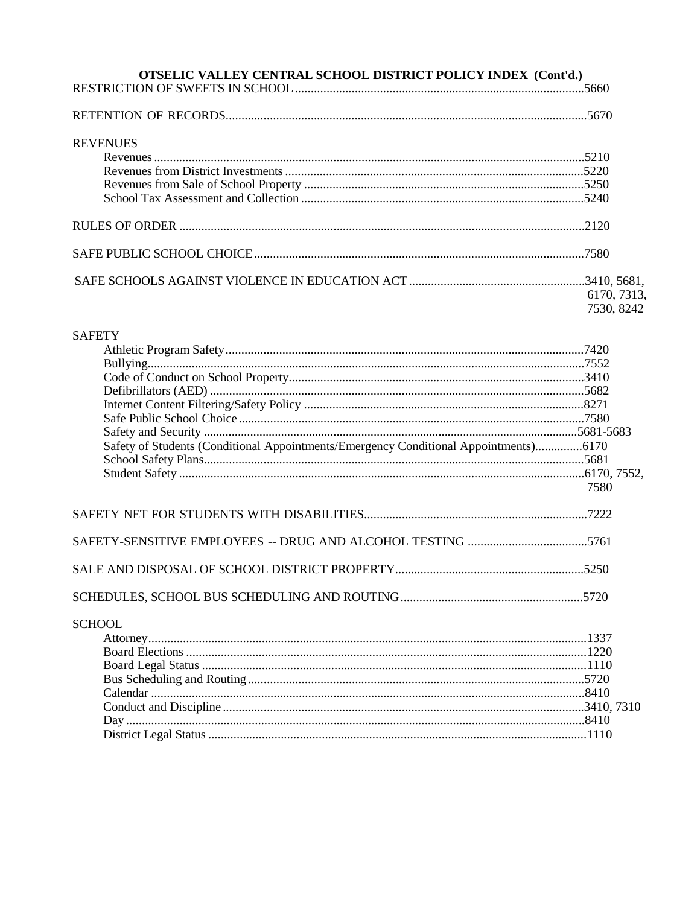## OTSELIC VALLEY CENTRAL SCHOOL DISTRICT POLICY INDEX (Cont'd.)

RESTRICTION OF SWEETS IN SCHOOL ........ 5660

RETENTION OF RECORDS ........ 5670

REVENUES

- Revenues ........ 5210
- Revenues from District Investments ........ 5220
- Revenues from Sale of School Property ........ 5250
- School Tax Assessment and Collection ........ 5240

RULES OF ORDER ........ 2120

SAFE PUBLIC SCHOOL CHOICE ........ 7580

SAFE SCHOOLS AGAINST VIOLENCE IN EDUCATION ACT ........ 3410, 5681, 6170, 7313, 7530, 8242

SAFETY

- Athletic Program Safety ........ 7420
- Bullying ........ 7552
- Code of Conduct on School Property ........ 3410
- Defibrillators (AED) ........ 5682
- Internet Content Filtering/Safety Policy ........ 8271
- Safe Public School Choice ........ 7580
- Safety and Security ........ 5681-5683
- Safety of Students (Conditional Appointments/Emergency Conditional Appointments) ........ 6170
- School Safety Plans ........ 5681
- Student Safety ........ 6170, 7552, 7580

SAFETY NET FOR STUDENTS WITH DISABILITIES ........ 7222

SAFETY-SENSITIVE EMPLOYEES -- DRUG AND ALCOHOL TESTING ........ 5761

SALE AND DISPOSAL OF SCHOOL DISTRICT PROPERTY ........ 5250

SCHEDULES, SCHOOL BUS SCHEDULING AND ROUTING ........ 5720

SCHOOL

- Attorney ........ 1337
- Board Elections ........ 1220
- Board Legal Status ........ 1110
- Bus Scheduling and Routing ........ 5720
- Calendar ........ 8410
- Conduct and Discipline ........ 3410, 7310
- Day ........ 8410
- District Legal Status ........ 1110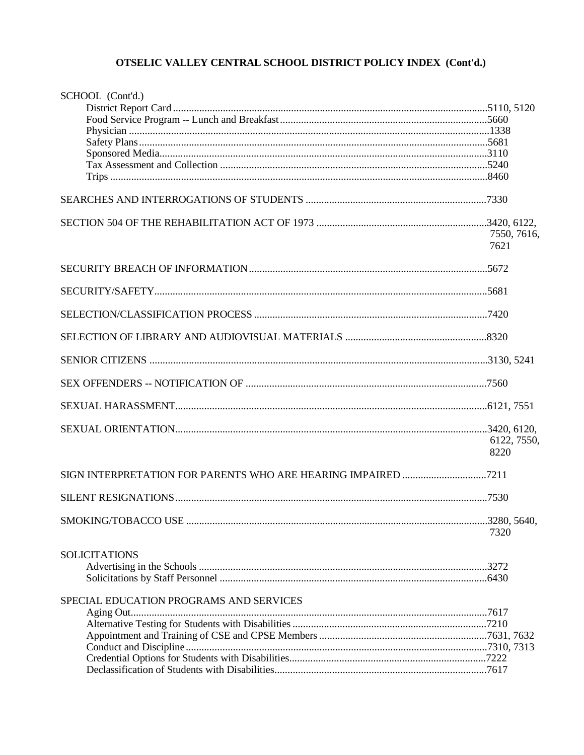## OTSELIC VALLEY CENTRAL SCHOOL DISTRICT POLICY INDEX (Cont'd.)

SCHOOL (Cont'd.)
- District Report Card....................5110, 5120
- Food Service Program -- Lunch and Breakfast....................5660
- Physician....................1338
- Safety Plans....................5681
- Sponsored Media....................3110
- Tax Assessment and Collection....................5240
- Trips....................8460

SEARCHES AND INTERROGATIONS OF STUDENTS....................7330

SECTION 504 OF THE REHABILITATION ACT OF 1973....................3420, 6122, 7550, 7616, 7621

SECURITY BREACH OF INFORMATION....................5672

SECURITY/SAFETY....................5681

SELECTION/CLASSIFICATION PROCESS....................7420

SELECTION OF LIBRARY AND AUDIOVISUAL MATERIALS....................8320

SENIOR CITIZENS....................3130, 5241

SEX OFFENDERS -- NOTIFICATION OF....................7560

SEXUAL HARASSMENT....................6121, 7551

SEXUAL ORIENTATION....................3420, 6120, 6122, 7550, 8220

SIGN INTERPRETATION FOR PARENTS WHO ARE HEARING IMPAIRED....................7211

SILENT RESIGNATIONS....................7530

SMOKING/TOBACCO USE....................3280, 5640, 7320

SOLICITATIONS
- Advertising in the Schools....................3272
- Solicitations by Staff Personnel....................6430

SPECIAL EDUCATION PROGRAMS AND SERVICES
- Aging Out....................7617
- Alternative Testing for Students with Disabilities....................7210
- Appointment and Training of CSE and CPSE Members....................7631, 7632
- Conduct and Discipline....................7310, 7313
- Credential Options for Students with Disabilities....................7222
- Declassification of Students with Disabilities....................7617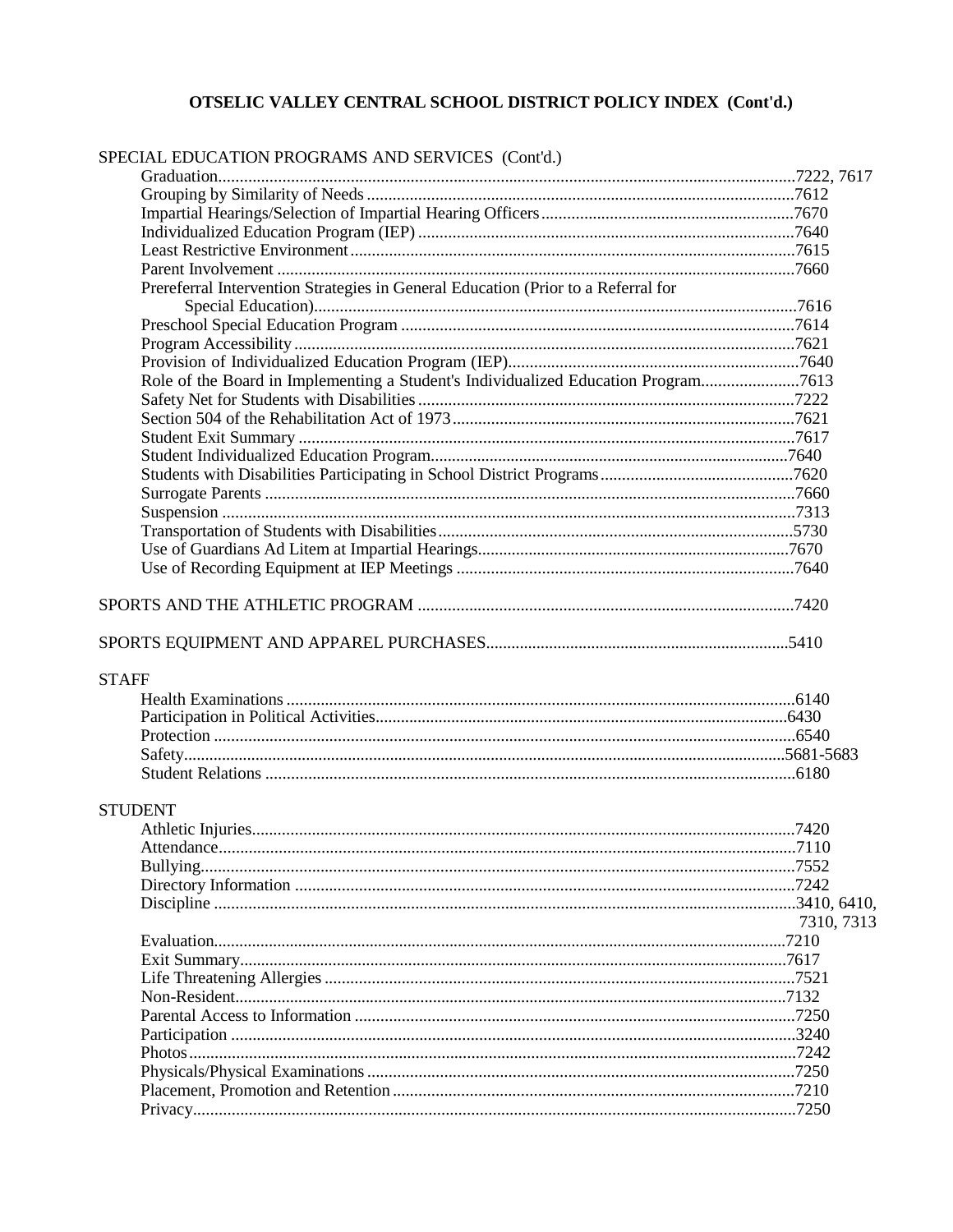## OTSELIC VALLEY CENTRAL SCHOOL DISTRICT POLICY INDEX (Cont'd.)

SPECIAL EDUCATION PROGRAMS AND SERVICES (Cont'd.)

- Graduation....7222, 7617
- Grouping by Similarity of Needs....7612
- Impartial Hearings/Selection of Impartial Hearing Officers....7670
- Individualized Education Program (IEP)....7640
- Least Restrictive Environment....7615
- Parent Involvement....7660
- Prereferral Intervention Strategies in General Education (Prior to a Referral for Special Education)....7616
- Preschool Special Education Program....7614
- Program Accessibility....7621
- Provision of Individualized Education Program (IEP)....7640
- Role of the Board in Implementing a Student's Individualized Education Program....7613
- Safety Net for Students with Disabilities....7222
- Section 504 of the Rehabilitation Act of 1973....7621
- Student Exit Summary....7617
- Student Individualized Education Program....7640
- Students with Disabilities Participating in School District Programs....7620
- Surrogate Parents....7660
- Suspension....7313
- Transportation of Students with Disabilities....5730
- Use of Guardians Ad Litem at Impartial Hearings....7670
- Use of Recording Equipment at IEP Meetings....7640

SPORTS AND THE ATHLETIC PROGRAM....7420

SPORTS EQUIPMENT AND APPAREL PURCHASES....5410

STAFF

- Health Examinations....6140
- Participation in Political Activities....6430
- Protection....6540
- Safety....5681-5683
- Student Relations....6180

STUDENT

- Athletic Injuries....7420
- Attendance....7110
- Bullying....7552
- Directory Information....7242
- Discipline....3410, 6410, 7310, 7313
- Evaluation....7210
- Exit Summary....7617
- Life Threatening Allergies....7521
- Non-Resident....7132
- Parental Access to Information....7250
- Participation....3240
- Photos....7242
- Physicals/Physical Examinations....7250
- Placement, Promotion and Retention....7210
- Privacy....7250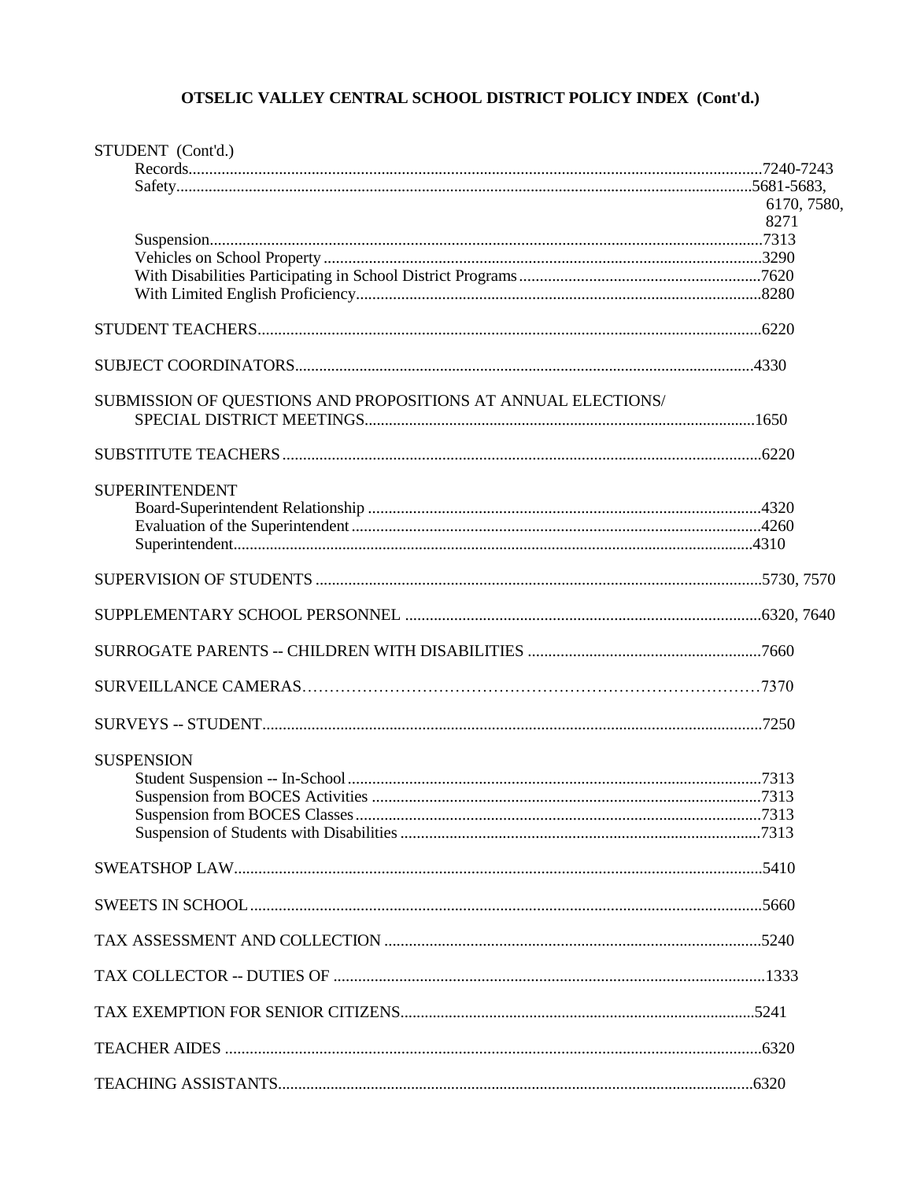## OTSELIC VALLEY CENTRAL SCHOOL DISTRICT POLICY INDEX (Cont'd.)

STUDENT (Cont'd.)
- Records....................7240-7243
- Safety....................5681-5683, 6170, 7580, 8271
- Suspension....................7313
- Vehicles on School Property....................3290
- With Disabilities Participating in School District Programs....................7620
- With Limited English Proficiency....................8280

STUDENT TEACHERS....................6220

SUBJECT COORDINATORS....................4330

SUBMISSION OF QUESTIONS AND PROPOSITIONS AT ANNUAL ELECTIONS/ SPECIAL DISTRICT MEETINGS....................1650

SUBSTITUTE TEACHERS....................6220

SUPERINTENDENT
- Board-Superintendent Relationship....................4320
- Evaluation of the Superintendent....................4260
- Superintendent....................4310

SUPERVISION OF STUDENTS....................5730, 7570

SUPPLEMENTARY SCHOOL PERSONNEL....................6320, 7640

SURROGATE PARENTS -- CHILDREN WITH DISABILITIES....................7660

SURVEILLANCE CAMERAS....................7370

SURVEYS -- STUDENT....................7250

SUSPENSION
- Student Suspension -- In-School....................7313
- Suspension from BOCES Activities....................7313
- Suspension from BOCES Classes....................7313
- Suspension of Students with Disabilities....................7313

SWEATSHOP LAW....................5410

SWEETS IN SCHOOL....................5660

TAX ASSESSMENT AND COLLECTION....................5240

TAX COLLECTOR -- DUTIES OF....................1333

TAX EXEMPTION FOR SENIOR CITIZENS....................5241

TEACHER AIDES....................6320

TEACHING ASSISTANTS....................6320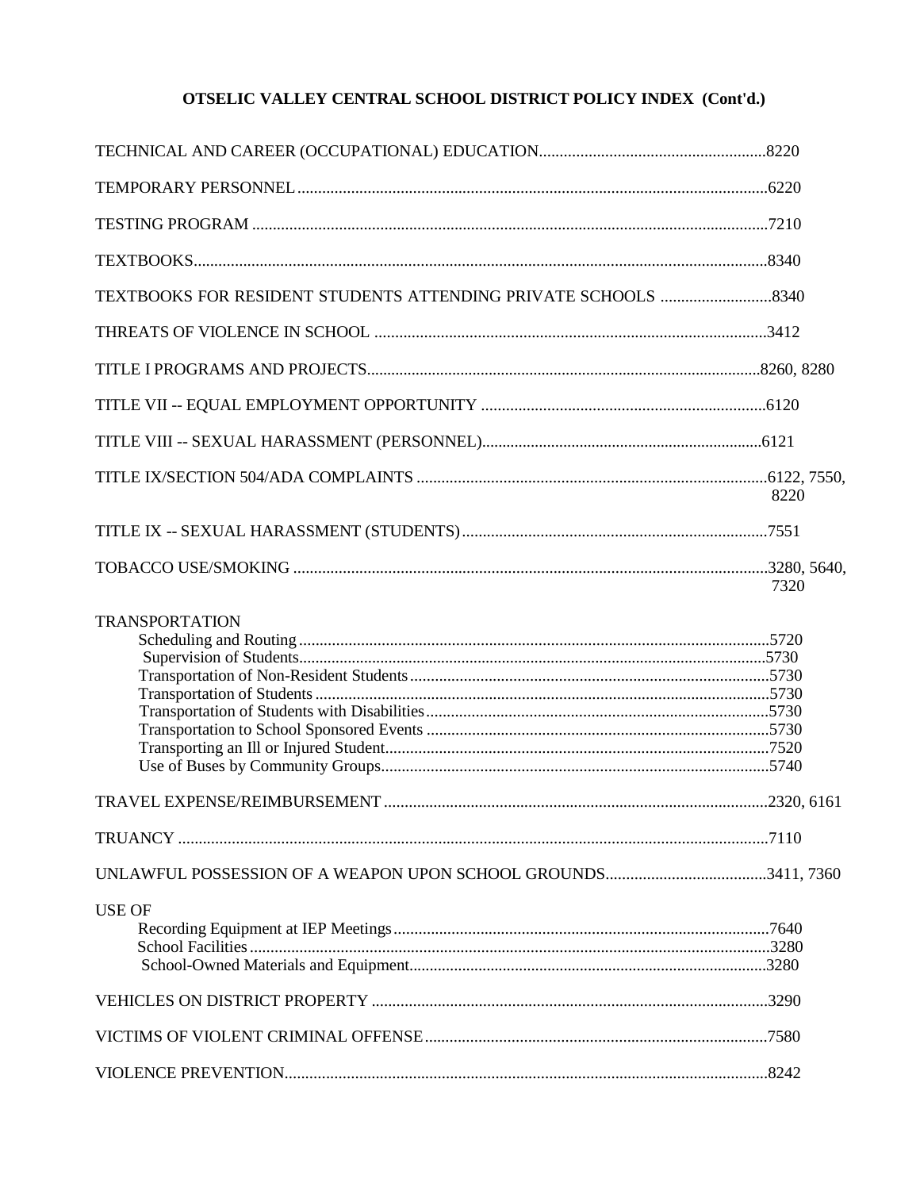# OTSELIC VALLEY CENTRAL SCHOOL DISTRICT POLICY INDEX (Cont'd.)

TECHNICAL AND CAREER (OCCUPATIONAL) EDUCATION....................................................8220

TEMPORARY PERSONNEL..................................................................................................6220

TESTING PROGRAM ............................................................................................................7210

TEXTBOOKS..........................................................................................................................8340

TEXTBOOKS FOR RESIDENT STUDENTS ATTENDING PRIVATE SCHOOLS ...........................8340

THREATS OF VIOLENCE IN SCHOOL ...............................................................................3412

TITLE I PROGRAMS AND PROJECTS...............................................................................8260, 8280

TITLE VII -- EQUAL EMPLOYMENT OPPORTUNITY .....................................................6120

TITLE VIII -- SEXUAL HARASSMENT (PERSONNEL)....................................................6121

TITLE IX/SECTION 504/ADA COMPLAINTS .....................................................................6122, 7550, 8220

TITLE IX -- SEXUAL HARASSMENT (STUDENTS)...........................................................7551

TOBACCO USE/SMOKING ..................................................................................................3280, 5640, 7320

TRANSPORTATION
- Scheduling and Routing..................................................................................................5720
- Supervision of Students..................................................................................................5730
- Transportation of Non-Resident Students.......................................................................5730
- Transportation of Students..............................................................................................5730
- Transportation of Students with Disabilities..................................................................5730
- Transportation to School Sponsored Events...................................................................5730
- Transporting an Ill or Injured Student.............................................................................7520
- Use of Buses by Community Groups..............................................................................5740

TRAVEL EXPENSE/REIMBURSEMENT ............................................................................2320, 6161

TRUANCY ...............................................................................................................................7110

UNLAWFUL POSSESSION OF A WEAPON UPON SCHOOL GROUNDS.......................3411, 7360

USE OF
- Recording Equipment at IEP Meetings...........................................................................7640
- School Facilities..............................................................................................................3280
- School-Owned Materials and Equipment.......................................................................3280

VEHICLES ON DISTRICT PROPERTY ...............................................................................3290

VICTIMS OF VIOLENT CRIMINAL OFFENSE...................................................................7580

VIOLENCE PREVENTION.....................................................................................................8242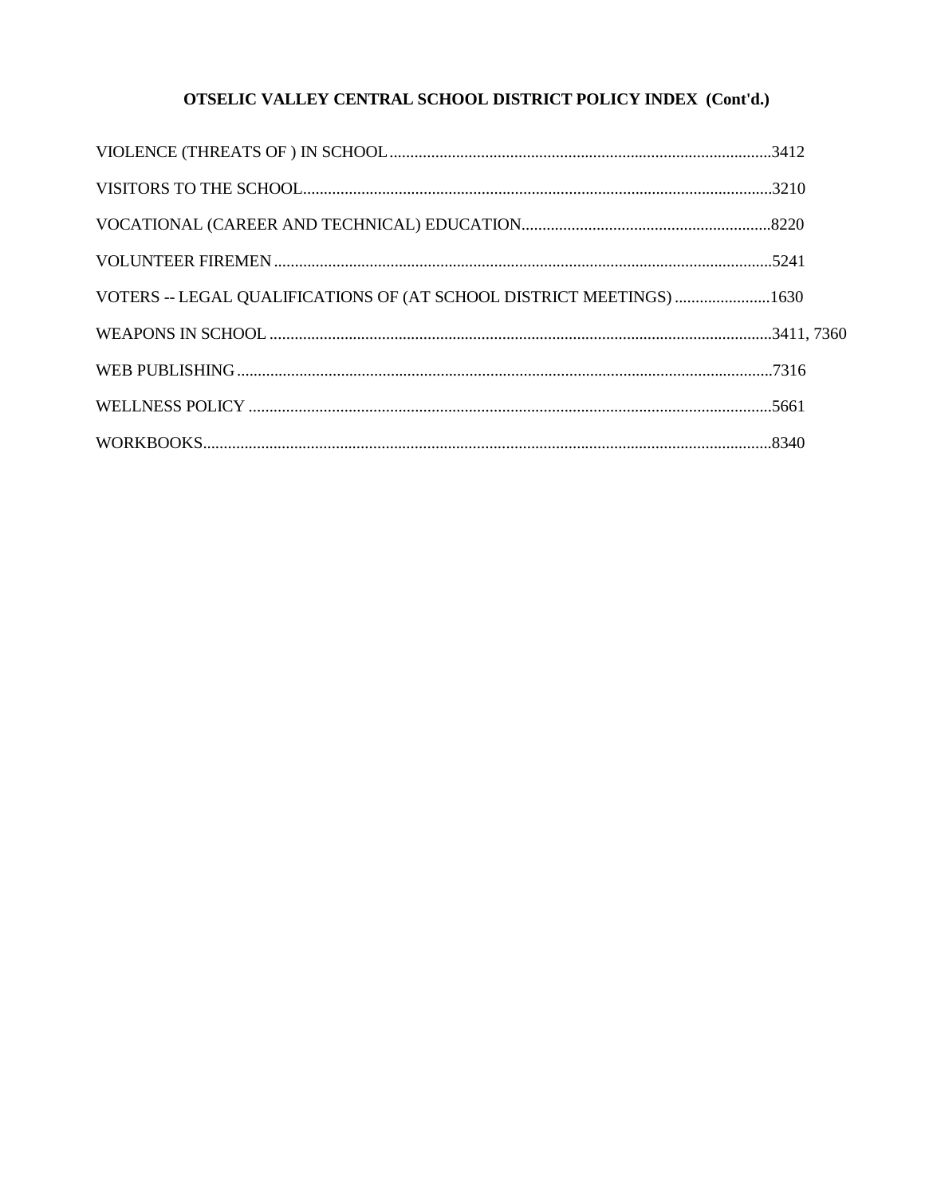## OTSELIC VALLEY CENTRAL SCHOOL DISTRICT POLICY INDEX (Cont'd.)

VIOLENCE (THREATS OF ) IN SCHOOL....................................................................................................3412

VISITORS TO THE SCHOOL...................................................................................................................3210

VOCATIONAL (CAREER AND TECHNICAL) EDUCATION.................................................................8220

VOLUNTEER FIREMEN .........................................................................................................................5241

VOTERS -- LEGAL QUALIFICATIONS OF (AT SCHOOL DISTRICT MEETINGS) ........................1630

WEAPONS IN SCHOOL ..........................................................................................................................3411, 7360

WEB PUBLISHING ..................................................................................................................................7316

WELLNESS POLICY ...............................................................................................................................5661

WORKBOOKS...........................................................................................................................................8340